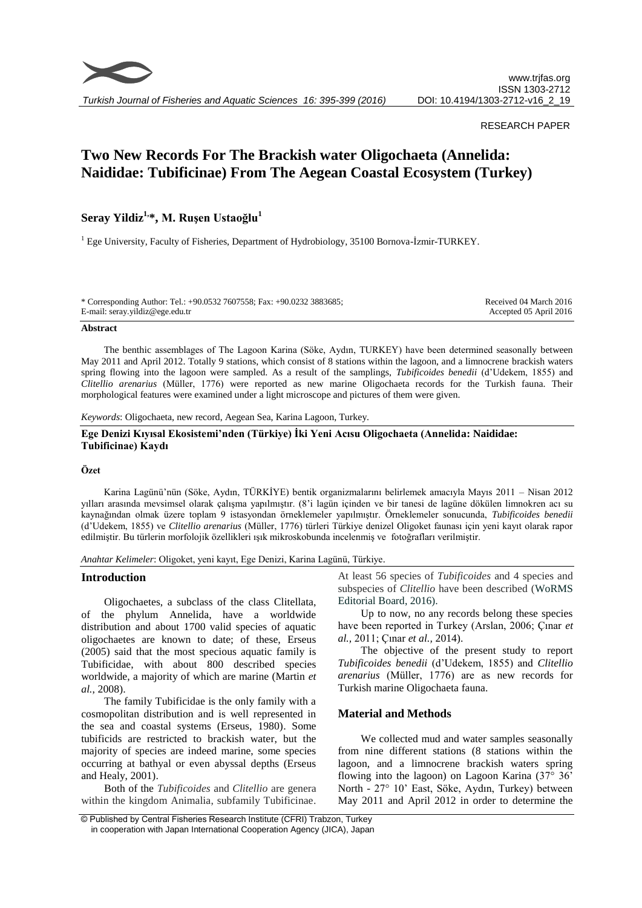RESEARCH PAPER

# Two New Records For The Brackish water Oligochaeta (Annelida: Naididae: Tubificinae) From The Aegean Coastal Ecosystem (Turkey)

**Seray Yildiz[1,*], M. Ruşen Ustaoğlu[1]**

[1] Ege University, Faculty of Fisheries, Department of Hydrobiology, 35100 Bornova-İzmir-TURKEY.

* Corresponding Author: Tel.: +90.0532 7607558; Fax: +90.0232 3883685;
E-mail: seray.yildiz@ege.edu.tr

Received 04 March 2016
Accepted 05 April 2016

**Abstract**

The benthic assemblages of The Lagoon Karina (Söke, Aydın, TURKEY) have been determined seasonally between May 2011 and April 2012. Totally 9 stations, which consist of 8 stations within the lagoon, and a limnocrene brackish waters spring flowing into the lagoon were sampled. As a result of the samplings, *Tubificoides benedii* (d'Udekem, 1855) and *Clitellio arenarius* (Müller, 1776) were reported as new marine Oligochaeta records for the Turkish fauna. Their morphological features were examined under a light microscope and pictures of them were given.

*Keywords*: Oligochaeta, new record, Aegean Sea, Karina Lagoon, Turkey.

**Ege Denizi Kıyısal Ekosistemi'nden (Türkiye) İki Yeni Acısu Oligochaeta (Annelida: Naididae: Tubificinae) Kaydı**

**Özet**

Karina Lagünü'nün (Söke, Aydın, TÜRKİYE) bentik organizmalarını belirlemek amacıyla Mayıs 2011 – Nisan 2012 yılları arasında mevsimsel olarak çalışma yapılmıştır. (8'i lagün içinden ve bir tanesi de lagüne dökülen limnokren acı su kaynağından olmak üzere toplam 9 istasyondan örneklemeler yapılmıştır. Örneklemeler sonucunda, *Tubificoides benedii* (d'Udekem, 1855) ve *Clitellio arenarius* (Müller, 1776) türleri Türkiye denizel Oligoket faunası için yeni kayıt olarak rapor edilmiştir. Bu türlerin morfolojik özellikleri ışık mikroskobunda incelenmiş ve fotoğrafları verilmiştir.

*Anahtar Kelimeler*: Oligoket, yeni kayıt, Ege Denizi, Karina Lagünü, Türkiye.

## Introduction

Oligochaetes, a subclass of the class Clitellata, of the phylum Annelida, have a worldwide distribution and about 1700 valid species of aquatic oligochaetes are known to date; of these, Erseus (2005) said that the most specious aquatic family is Tubificidae, with about 800 described species worldwide, a majority of which are marine (Martin *et al.,* 2008).

The family Tubificidae is the only family with a cosmopolitan distribution and is well represented in the sea and coastal systems (Erseus, 1980). Some tubificids are restricted to brackish water, but the majority of species are indeed marine, some species occurring at bathyal or even abyssal depths (Erseus and Healy, 2001).

Both of the *Tubificoides* and *Clitellio* are genera within the kingdom Animalia, subfamily Tubificinae. At least 56 species of *Tubificoides* and 4 species and subspecies of *Clitellio* have been described (WoRMS Editorial Board, 2016).

Up to now, no any records belong these species have been reported in Turkey (Arslan, 2006; Çınar *et al.,* 2011; Çınar *et al.,* 2014).

The objective of the present study to report *Tubificoides benedii* (d'Udekem, 1855) and *Clitellio arenarius* (Müller, 1776) are as new records for Turkish marine Oligochaeta fauna.

## Material and Methods

We collected mud and water samples seasonally from nine different stations (8 stations within the lagoon, and a limnocrene brackish waters spring flowing into the lagoon) on Lagoon Karina (37° 36' North - 27° 10' East, Söke, Aydın, Turkey) between May 2011 and April 2012 in order to determine the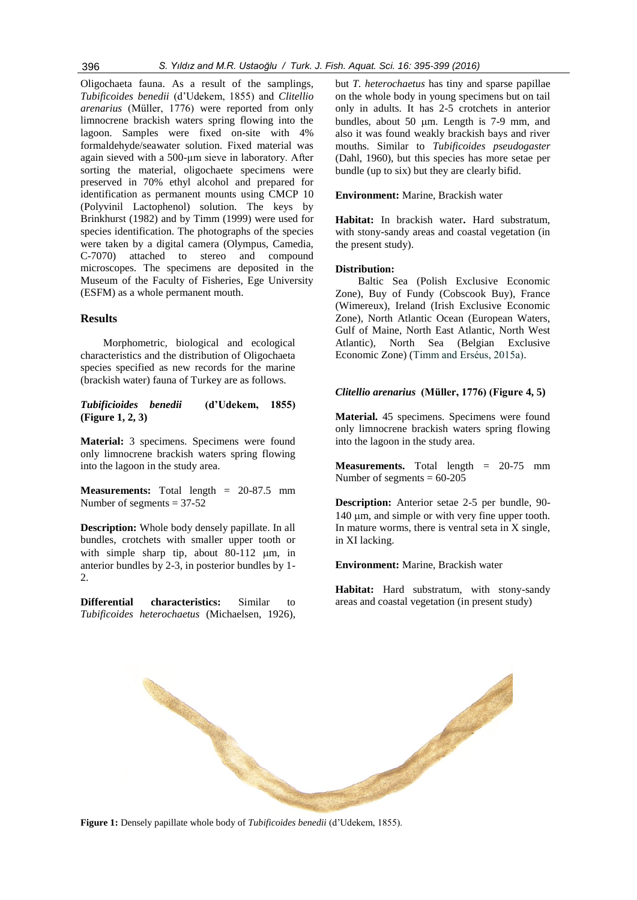Oligochaeta fauna. As a result of the samplings, *Tubificoides benedii* (d'Udekem, 1855) and *Clitellio arenarius* (Müller, 1776) were reported from only limnocrene brackish waters spring flowing into the lagoon. Samples were fixed on-site with 4% formaldehyde/seawater solution. Fixed material was again sieved with a 500-µm sieve in laboratory. After sorting the material, oligochaete specimens were preserved in 70% ethyl alcohol and prepared for identification as permanent mounts using CMCP 10 (Polyvinil Lactophenol) solution. The keys by Brinkhurst (1982) and by Timm (1999) were used for species identification. The photographs of the species were taken by a digital camera (Olympus, Camedia, C-7070) attached to stereo and compound microscopes. The specimens are deposited in the Museum of the Faculty of Fisheries, Ege University (ESFM) as a whole permanent mouth.

## Results

Morphometric, biological and ecological characteristics and the distribution of Oligochaeta species specified as new records for the marine (brackish water) fauna of Turkey are as follows.

### *Tubificioides benedii* (d'Udekem, 1855) (Figure 1, 2, 3)

**Material:** 3 specimens. Specimens were found only limnocrene brackish waters spring flowing into the lagoon in the study area.

**Measurements:** Total length = 20-87.5 mm
Number of segments = 37-52

**Description:** Whole body densely papillate. In all bundles, crotchets with smaller upper tooth or with simple sharp tip, about 80-112 µm, in anterior bundles by 2-3, in posterior bundles by 1-2.

**Differential characteristics:** Similar to *Tubificoides heterochaetus* (Michaelsen, 1926), but *T. heterochaetus* has tiny and sparse papillae on the whole body in young specimens but on tail only in adults. It has 2-5 crotchets in anterior bundles, about 50 µm. Length is 7-9 mm, and also it was found weakly brackish bays and river mouths. Similar to *Tubificoides pseudogaster* (Dahl, 1960), but this species has more setae per bundle (up to six) but they are clearly bifid.

**Environment:** Marine, Brackish water

**Habitat:** In brackish water**.** Hard substratum, with stony-sandy areas and coastal vegetation (in the present study).

**Distribution:**

Baltic Sea (Polish Exclusive Economic Zone), Buy of Fundy (Cobscook Buy), France (Wimereux), Ireland (Irish Exclusive Economic Zone), North Atlantic Ocean (European Waters, Gulf of Maine, North East Atlantic, North West Atlantic), North Sea (Belgian Exclusive Economic Zone) (Timm and Erséus, 2015a).

### *Clitellio arenarius* (Müller, 1776) (Figure 4, 5)

**Material.** 45 specimens. Specimens were found only limnocrene brackish waters spring flowing into the lagoon in the study area.

**Measurements.** Total length = 20-75 mm
Number of segments = 60-205

**Description:** Anterior setae 2-5 per bundle, 90-140 µm, and simple or with very fine upper tooth. In mature worms, there is ventral seta in X single, in XI lacking.

**Environment:** Marine, Brackish water

**Habitat:** Hard substratum, with stony-sandy areas and coastal vegetation (in present study)

**Figure 1:** Densely papillate whole body of *Tubificoides benedii* (d'Udekem, 1855).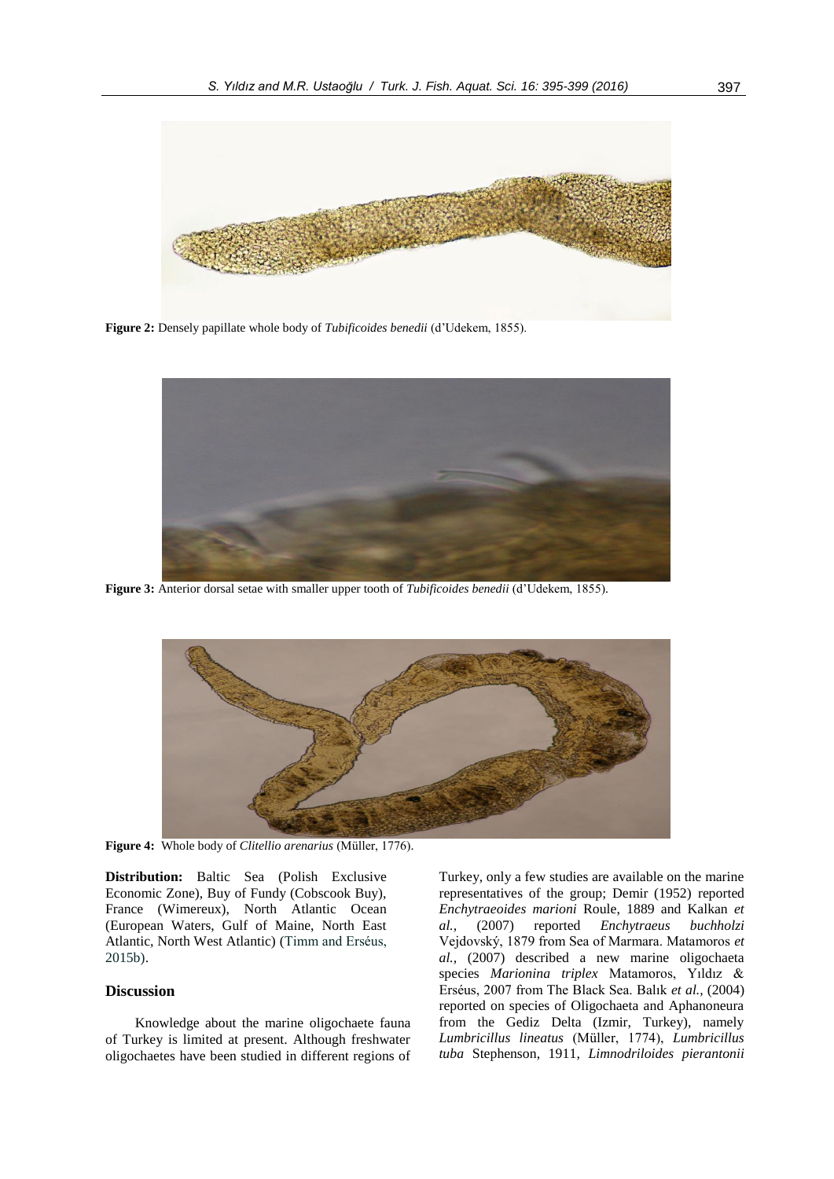**Figure 2:** Densely papillate whole body of *Tubificoides benedii* (d'Udekem, 1855).

**Figure 3:** Anterior dorsal setae with smaller upper tooth of *Tubificoides benedii* (d'Udekem, 1855).

**Figure 4:** Whole body of *Clitellio arenarius* (Müller, 1776).

**Distribution:** Baltic Sea (Polish Exclusive Economic Zone), Buy of Fundy (Cobscook Buy), France (Wimereux), North Atlantic Ocean (European Waters, Gulf of Maine, North East Atlantic, North West Atlantic) (Timm and Erséus, 2015b).

## Discussion

Knowledge about the marine oligochaete fauna of Turkey is limited at present. Although freshwater oligochaetes have been studied in different regions of Turkey, only a few studies are available on the marine representatives of the group; Demir (1952) reported *Enchytraeoides marioni* Roule, 1889 and Kalkan *et al.,* (2007) reported *Enchytraeus buchholzi* Vejdovský, 1879 from Sea of Marmara. Matamoros *et al.,* (2007) described a new marine oligochaeta species *Marionina triplex* Matamoros, Yıldız & Erséus, 2007 from The Black Sea. Balık *et al.,* (2004) reported on species of Oligochaeta and Aphanoneura from the Gediz Delta (Izmir, Turkey), namely *Lumbricillus lineatus* (Müller, 1774), *Lumbricillus tuba* Stephenson, 1911, *Limnodriloides pierantonii*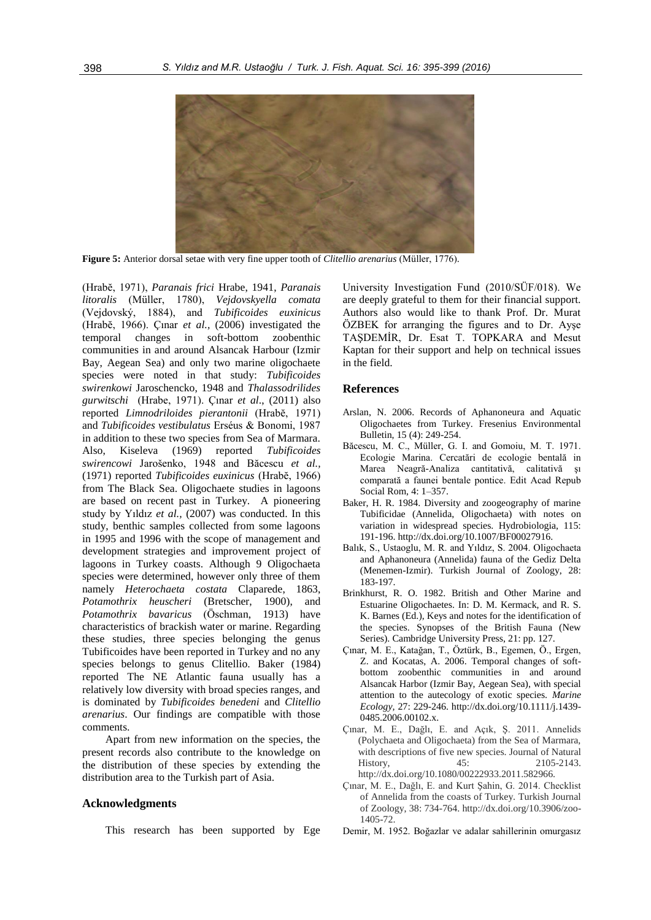**Figure 5:** Anterior dorsal setae with very fine upper tooth of *Clitellio arenarius* (Müller, 1776).

(Hrabě, 1971), *Paranais frici* Hrabe, 1941, *Paranais litoralis* (Müller, 1780), *Vejdovskyella comata* (Vejdovský, 1884), and *Tubificoides euxinicus* (Hrabě, 1966). Çınar *et al.*, (2006) investigated the temporal changes in soft-bottom zoobenthic communities in and around Alsancak Harbour (Izmir Bay, Aegean Sea) and only two marine oligochaete species were noted in that study: *Tubificoides swirenkowi* Jaroschencko, 1948 and *Thalassodrilides gurwitschi* (Hrabe, 1971). Çınar *et al*., (2011) also reported *Limnodriloides pierantonii* (Hrabě, 1971) and *Tubificoides vestibulatus* Erséus & Bonomi, 1987 in addition to these two species from Sea of Marmara. Also, Kiseleva (1969) reported *Tubificoides swirencowi* Jarošenko, 1948 and Băcescu *et al.*, (1971) reported *Tubificoides euxinicus* (Hrabě, 1966) from The Black Sea. Oligochaete studies in lagoons are based on recent past in Turkey. A pioneering study by Yıldız *et al.*, (2007) was conducted. In this study, benthic samples collected from some lagoons in 1995 and 1996 with the scope of management and development strategies and improvement project of lagoons in Turkey coasts. Although 9 Oligochaeta species were determined, however only three of them namely *Heterochaeta costata* Claparede, 1863, *Potamothrix heuscheri* (Bretscher, 1900), and *Potamothrix bavaricus* (Öschman, 1913) have characteristics of brackish water or marine. Regarding these studies, three species belonging the genus Tubificoides have been reported in Turkey and no any species belongs to genus Clitellio. Baker (1984) reported The NE Atlantic fauna usually has a relatively low diversity with broad species ranges, and is dominated by *Tubificoides benedeni* and *Clitellio arenarius*. Our findings are compatible with those comments.

Apart from new information on the species, the present records also contribute to the knowledge on the distribution of these species by extending the distribution area to the Turkish part of Asia.

## Acknowledgments

This research has been supported by Ege University Investigation Fund (2010/SÜF/018). We are deeply grateful to them for their financial support. Authors also would like to thank Prof. Dr. Murat ÖZBEK for arranging the figures and to Dr. Ayşe TAŞDEMİR, Dr. Esat T. TOPKARA and Mesut Kaptan for their support and help on technical issues in the field.

## References

Arslan, N. 2006. Records of Aphanoneura and Aquatic Oligochaetes from Turkey. Fresenius Environmental Bulletin, 15 (4): 249-254.

Băcescu, M. C., Müller, G. I. and Gomoiu, M. T. 1971. Ecologie Marina. Cercatări de ecologie bentală in Marea Neagră-Analiza cantitativă, calitativă şı comparată a faunei bentale pontice. Edit Acad Repub Social Rom, 4: 1–357.

Baker, H. R. 1984. Diversity and zoogeography of marine Tubificidae (Annelida, Oligochaeta) with notes on variation in widespread species. Hydrobiologia, 115: 191-196. http://dx.doi.org/10.1007/BF00027916.

Balık, S., Ustaoglu, M. R. and Yıldız, S. 2004. Oligochaeta and Aphanoneura (Annelida) fauna of the Gediz Delta (Menemen-Izmir). Turkish Journal of Zoology, 28: 183-197.

Brinkhurst, R. O. 1982. British and Other Marine and Estuarine Oligochaetes. In: D. M. Kermack, and R. S. K. Barnes (Ed.), Keys and notes for the identification of the species. Synopses of the British Fauna (New Series). Cambridge University Press, 21: pp. 127.

Çınar, M. E., Katağan, T., Öztürk, B., Egemen, Ö., Ergen, Z. and Kocatas, A. 2006. Temporal changes of soft-bottom zoobenthic communities in and around Alsancak Harbor (Izmir Bay, Aegean Sea), with special attention to the autecology of exotic species. *Marine Ecology*, 27: 229-246. http://dx.doi.org/10.1111/j.1439-0485.2006.00102.x.

Çınar, M. E., Dağlı, E. and Açık, Ş. 2011. Annelids (Polychaeta and Oligochaeta) from the Sea of Marmara, with descriptions of five new species. Journal of Natural History, 45: 2105-2143. http://dx.doi.org/10.1080/00222933.2011.582966.

Çınar, M. E., Dağlı, E. and Kurt Şahin, G. 2014. Checklist of Annelida from the coasts of Turkey. Turkish Journal of Zoology, 38: 734-764. http://dx.doi.org/10.3906/zoo-1405-72.

Demir, M. 1952. Boğazlar ve adalar sahillerinin omurgasız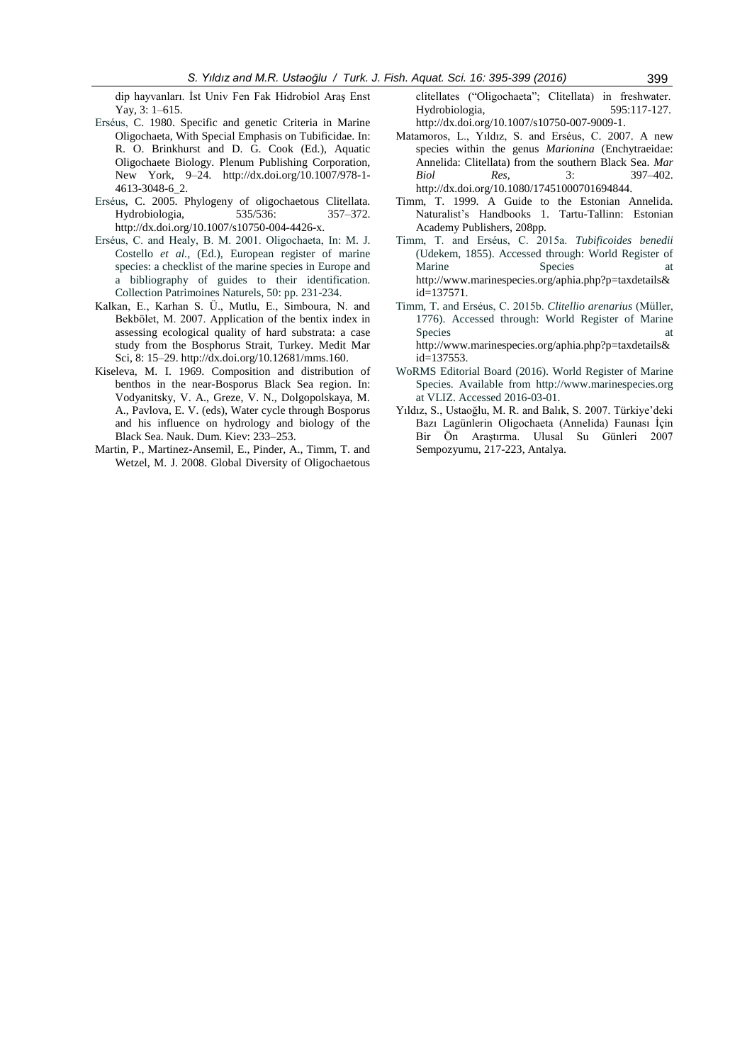dip hayvanları. İst Univ Fen Fak Hidrobiol Araş Enst Yay, 3: 1–615.

Erséus, C. 1980. Specific and genetic Criteria in Marine Oligochaeta, With Special Emphasis on Tubificidae. In: R. O. Brinkhurst and D. G. Cook (Ed.), Aquatic Oligochaete Biology. Plenum Publishing Corporation, New York, 9–24. http://dx.doi.org/10.1007/978-1-4613-3048-6_2.

Erséus, C. 2005. Phylogeny of oligochaetous Clitellata. Hydrobiologia, 535/536: 357–372. http://dx.doi.org/10.1007/s10750-004-4426-x.

Erséus, C. and Healy, B. M. 2001. Oligochaeta, In: M. J. Costello *et al.*, (Ed.), European register of marine species: a checklist of the marine species in Europe and a bibliography of guides to their identification. Collection Patrimoines Naturels, 50: pp. 231-234.

Kalkan, E., Karhan S. Ü., Mutlu, E., Simboura, N. and Bekbölet, M. 2007. Application of the bentix index in assessing ecological quality of hard substrata: a case study from the Bosphorus Strait, Turkey. Medit Mar Sci, 8: 15–29. http://dx.doi.org/10.12681/mms.160.

Kiseleva, M. I. 1969. Composition and distribution of benthos in the near-Bosporus Black Sea region. In: Vodyanitsky, V. A., Greze, V. N., Dolgopolskaya, M. A., Pavlova, E. V. (eds), Water cycle through Bosporus and his influence on hydrology and biology of the Black Sea. Nauk. Dum. Kiev: 233–253.

Martin, P., Martinez-Ansemil, E., Pinder, A., Timm, T. and Wetzel, M. J. 2008. Global Diversity of Oligochaetous clitellates ("Oligochaeta"; Clitellata) in freshwater. Hydrobiologia, 595:117-127. http://dx.doi.org/10.1007/s10750-007-9009-1.

Matamoros, L., Yıldız, S. and Erséus, C. 2007. A new species within the genus *Marionina* (Enchytraeidae: Annelida: Clitellata) from the southern Black Sea. *Mar Biol Res*, 3: 397–402. http://dx.doi.org/10.1080/17451000701694844.

Timm, T. 1999. A Guide to the Estonian Annelida. Naturalist's Handbooks 1. Tartu-Tallinn: Estonian Academy Publishers, 208pp.

Timm, T. and Erséus, C. 2015a. *Tubificoides benedii* (Udekem, 1855). Accessed through: World Register of Marine Species at http://www.marinespecies.org/aphia.php?p=taxdetails&id=137571.

Timm, T. and Erséus, C. 2015b. *Clitellio arenarius* (Müller, 1776). Accessed through: World Register of Marine Species at http://www.marinespecies.org/aphia.php?p=taxdetails&id=137553.

WoRMS Editorial Board (2016). World Register of Marine Species. Available from http://www.marinespecies.org at VLIZ. Accessed 2016-03-01.

Yıldız, S., Ustaoğlu, M. R. and Balık, S. 2007. Türkiye'deki Bazı Lagünlerin Oligochaeta (Annelida) Faunası İçin Bir Ön Araştırma. Ulusal Su Günleri 2007 Sempozyumu, 217-223, Antalya.